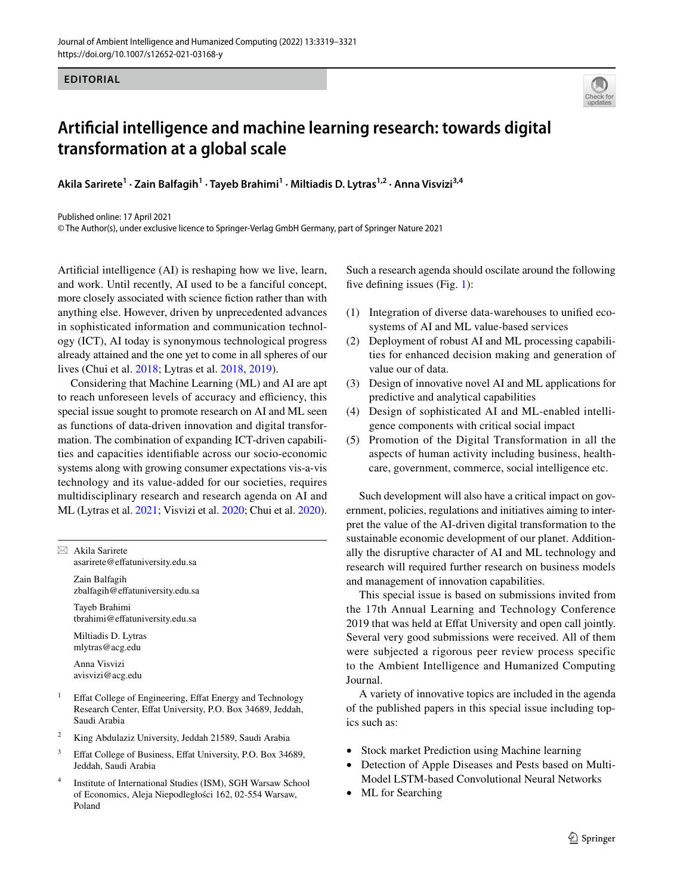EDITORIAL

# Artificial intelligence and machine learning research: towards digital transformation at a global scale

**Akila Sarirete[1] · Zain Balfagih[1] · Tayeb Brahimi[1] · Miltiadis D. Lytras[1,2] · Anna Visvizi[3,4]**

Published online: 17 April 2021
© The Author(s), under exclusive licence to Springer-Verlag GmbH Germany, part of Springer Nature 2021

Artificial intelligence (AI) is reshaping how we live, learn, and work. Until recently, AI used to be a fanciful concept, more closely associated with science fiction rather than with anything else. However, driven by unprecedented advances in sophisticated information and communication technology (ICT), AI today is synonymous technological progress already attained and the one yet to come in all spheres of our lives (Chui et al. 2018; Lytras et al. 2018, 2019).

Considering that Machine Learning (ML) and AI are apt to reach unforeseen levels of accuracy and efficiency, this special issue sought to promote research on AI and ML seen as functions of data-driven innovation and digital transformation. The combination of expanding ICT-driven capabilities and capacities identifiable across our socio-economic systems along with growing consumer expectations vis-a-vis technology and its value-added for our societies, requires multidisciplinary research and research agenda on AI and ML (Lytras et al. 2021; Visvizi et al. 2020; Chui et al. 2020). Such a research agenda should oscilate around the following five defining issues (Fig. 1):

(1) Integration of diverse data-warehouses to unified ecosystems of AI and ML value-based services
(2) Deployment of robust AI and ML processing capabilities for enhanced decision making and generation of value our of data.
(3) Design of innovative novel AI and ML applications for predictive and analytical capabilities
(4) Design of sophisticated AI and ML-enabled intelligence components with critical social impact
(5) Promotion of the Digital Transformation in all the aspects of human activity including business, healthcare, government, commerce, social intelligence etc.

Such development will also have a critical impact on government, policies, regulations and initiatives aiming to interpret the value of the AI-driven digital transformation to the sustainable economic development of our planet. Additionally the disruptive character of AI and ML technology and research will required further research on business models and management of innovation capabilities.

This special issue is based on submissions invited from the 17th Annual Learning and Technology Conference 2019 that was held at Effat University and open call jointly. Several very good submissions were received. All of them were subjected a rigorous peer review process specific to the Ambient Intelligence and Humanized Computing Journal.

A variety of innovative topics are included in the agenda of the published papers in this special issue including topics such as:

- Stock market Prediction using Machine learning
- Detection of Apple Diseases and Pests based on Multi-Model LSTM-based Convolutional Neural Networks
- ML for Searching

---

✉ Akila Sarirete
asarirete@effatuniversity.edu.sa

Zain Balfagih
zbalfagih@effatuniversity.edu.sa

Tayeb Brahimi
tbrahimi@effatuniversity.edu.sa

Miltiadis D. Lytras
mlytras@acg.edu

Anna Visvizi
avisvizi@acg.edu

[1] Effat College of Engineering, Effat Energy and Technology Research Center, Effat University, P.O. Box 34689, Jeddah, Saudi Arabia

[2] King Abdulaziz University, Jeddah 21589, Saudi Arabia

[3] Effat College of Business, Effat University, P.O. Box 34689, Jeddah, Saudi Arabia

[4] Institute of International Studies (ISM), SGH Warsaw School of Economics, Aleja Niepodległości 162, 02-554 Warsaw, Poland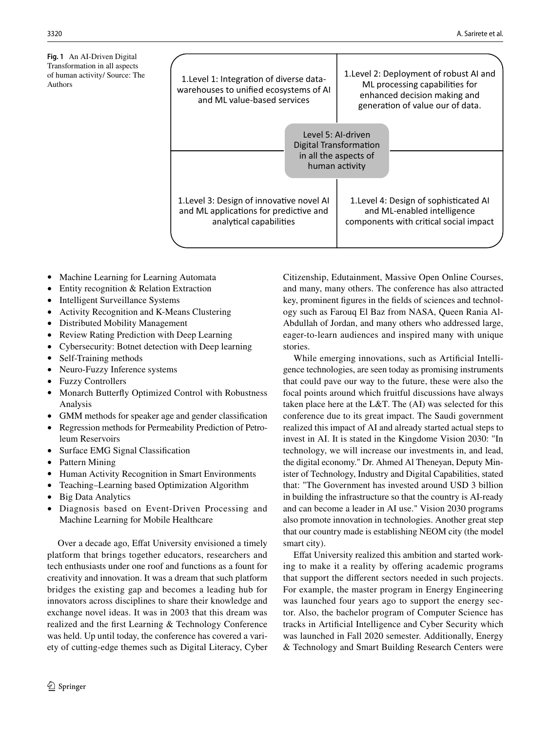**Fig. 1** An AI-Driven Digital Transformation in all aspects of human activity/ Source: The Authors

1.Level 1: Integration of diverse data-warehouses to unified ecosystems of AI and ML value-based services

1.Level 2: Deployment of robust AI and ML processing capabilities for enhanced decision making and generation of value our of data.

Level 5: AI-driven Digital Transformation in all the aspects of human activity

1.Level 3: Design of innovative novel AI and ML applications for predictive and analytical capabilities

1.Level 4: Design of sophisticated AI and ML-enabled intelligence components with critical social impact

- Machine Learning for Learning Automata
- Entity recognition & Relation Extraction
- Intelligent Surveillance Systems
- Activity Recognition and K-Means Clustering
- Distributed Mobility Management
- Review Rating Prediction with Deep Learning
- Cybersecurity: Botnet detection with Deep learning
- Self-Training methods
- Neuro-Fuzzy Inference systems
- Fuzzy Controllers
- Monarch Butterfly Optimized Control with Robustness Analysis
- GMM methods for speaker age and gender classification
- Regression methods for Permeability Prediction of Petroleum Reservoirs
- Surface EMG Signal Classification
- Pattern Mining
- Human Activity Recognition in Smart Environments
- Teaching–Learning based Optimization Algorithm
- Big Data Analytics
- Diagnosis based on Event-Driven Processing and Machine Learning for Mobile Healthcare

Over a decade ago, Effat University envisioned a timely platform that brings together educators, researchers and tech enthusiasts under one roof and functions as a fount for creativity and innovation. It was a dream that such platform bridges the existing gap and becomes a leading hub for innovators across disciplines to share their knowledge and exchange novel ideas. It was in 2003 that this dream was realized and the first Learning & Technology Conference was held. Up until today, the conference has covered a variety of cutting-edge themes such as Digital Literacy, Cyber Citizenship, Edutainment, Massive Open Online Courses, and many, many others. The conference has also attracted key, prominent figures in the fields of sciences and technology such as Farouq El Baz from NASA, Queen Rania Al-Abdullah of Jordan, and many others who addressed large, eager-to-learn audiences and inspired many with unique stories.

While emerging innovations, such as Artificial Intelligence technologies, are seen today as promising instruments that could pave our way to the future, these were also the focal points around which fruitful discussions have always taken place here at the L&T. The (AI) was selected for this conference due to its great impact. The Saudi government realized this impact of AI and already started actual steps to invest in AI. It is stated in the Kingdome Vision 2030: "In technology, we will increase our investments in, and lead, the digital economy." Dr. Ahmed Al Theneyan, Deputy Minister of Technology, Industry and Digital Capabilities, stated that: "The Government has invested around USD 3 billion in building the infrastructure so that the country is AI-ready and can become a leader in AI use." Vision 2030 programs also promote innovation in technologies. Another great step that our country made is establishing NEOM city (the model smart city).

Effat University realized this ambition and started working to make it a reality by offering academic programs that support the different sectors needed in such projects. For example, the master program in Energy Engineering was launched four years ago to support the energy sector. Also, the bachelor program of Computer Science has tracks in Artificial Intelligence and Cyber Security which was launched in Fall 2020 semester. Additionally, Energy & Technology and Smart Building Research Centers were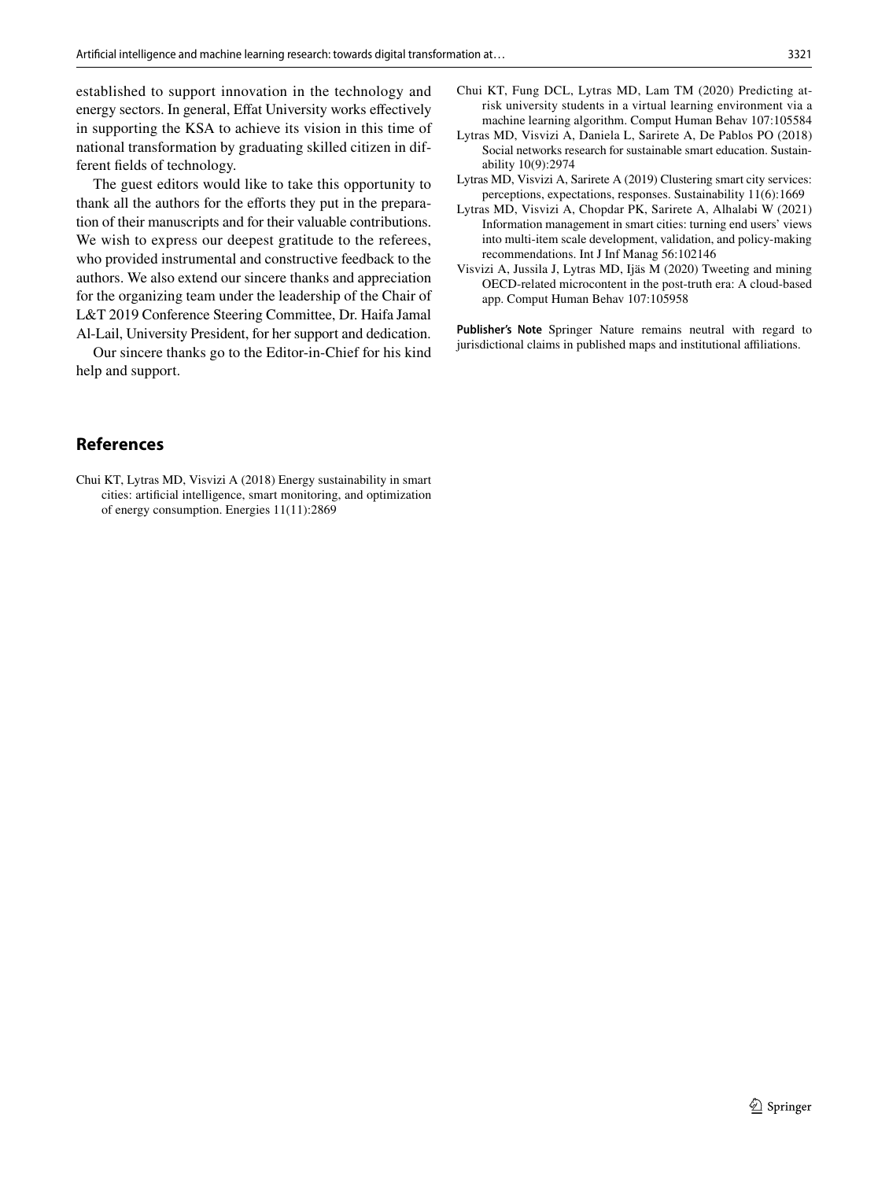established to support innovation in the technology and energy sectors. In general, Effat University works effectively in supporting the KSA to achieve its vision in this time of national transformation by graduating skilled citizen in different fields of technology.

The guest editors would like to take this opportunity to thank all the authors for the efforts they put in the preparation of their manuscripts and for their valuable contributions. We wish to express our deepest gratitude to the referees, who provided instrumental and constructive feedback to the authors. We also extend our sincere thanks and appreciation for the organizing team under the leadership of the Chair of L&T 2019 Conference Steering Committee, Dr. Haifa Jamal Al-Lail, University President, for her support and dedication.

Our sincere thanks go to the Editor-in-Chief for his kind help and support.

## References

Chui KT, Lytras MD, Visvizi A (2018) Energy sustainability in smart cities: artificial intelligence, smart monitoring, and optimization of energy consumption. Energies 11(11):2869

Chui KT, Fung DCL, Lytras MD, Lam TM (2020) Predicting at-risk university students in a virtual learning environment via a machine learning algorithm. Comput Human Behav 107:105584

Lytras MD, Visvizi A, Daniela L, Sarirete A, De Pablos PO (2018) Social networks research for sustainable smart education. Sustainability 10(9):2974

Lytras MD, Visvizi A, Sarirete A (2019) Clustering smart city services: perceptions, expectations, responses. Sustainability 11(6):1669

Lytras MD, Visvizi A, Chopdar PK, Sarirete A, Alhalabi W (2021) Information management in smart cities: turning end users' views into multi-item scale development, validation, and policy-making recommendations. Int J Inf Manag 56:102146

Visvizi A, Jussila J, Lytras MD, Ijäs M (2020) Tweeting and mining OECD-related microcontent in the post-truth era: A cloud-based app. Comput Human Behav 107:105958

**Publisher's Note** Springer Nature remains neutral with regard to jurisdictional claims in published maps and institutional affiliations.